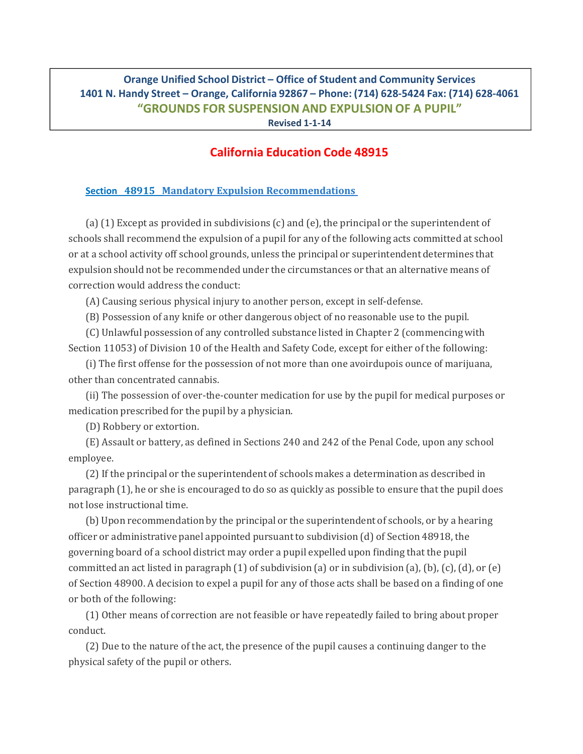**Orange Unified School District – Office of Student and Community Services**
**1401 N. Handy Street – Orange, California 92867 – Phone: (714) 628-5424 Fax: (714) 628-4061**

## "GROUNDS FOR SUSPENSION AND EXPULSION OF A PUPIL"

**Revised 1-1-14**

# California Education Code 48915

### Section 48915 Mandatory Expulsion Recommendations

(a) (1) Except as provided in subdivisions (c) and (e), the principal or the superintendent of schools shall recommend the expulsion of a pupil for any of the following acts committed at school or at a school activity off school grounds, unless the principal or superintendent determines that expulsion should not be recommended under the circumstances or that an alternative means of correction would address the conduct:

(A) Causing serious physical injury to another person, except in self-defense.

(B) Possession of any knife or other dangerous object of no reasonable use to the pupil.

(C) Unlawful possession of any controlled substance listed in Chapter 2 (commencing with Section 11053) of Division 10 of the Health and Safety Code, except for either of the following:

(i) The first offense for the possession of not more than one avoirdupois ounce of marijuana, other than concentrated cannabis.

(ii) The possession of over-the-counter medication for use by the pupil for medical purposes or medication prescribed for the pupil by a physician.

(D) Robbery or extortion.

(E) Assault or battery, as defined in Sections 240 and 242 of the Penal Code, upon any school employee.

(2) If the principal or the superintendent of schools makes a determination as described in paragraph (1), he or she is encouraged to do so as quickly as possible to ensure that the pupil does not lose instructional time.

(b) Upon recommendation by the principal or the superintendent of schools, or by a hearing officer or administrative panel appointed pursuant to subdivision (d) of Section 48918, the governing board of a school district may order a pupil expelled upon finding that the pupil committed an act listed in paragraph (1) of subdivision (a) or in subdivision (a), (b), (c), (d), or (e) of Section 48900. A decision to expel a pupil for any of those acts shall be based on a finding of one or both of the following:

(1) Other means of correction are not feasible or have repeatedly failed to bring about proper conduct.

(2) Due to the nature of the act, the presence of the pupil causes a continuing danger to the physical safety of the pupil or others.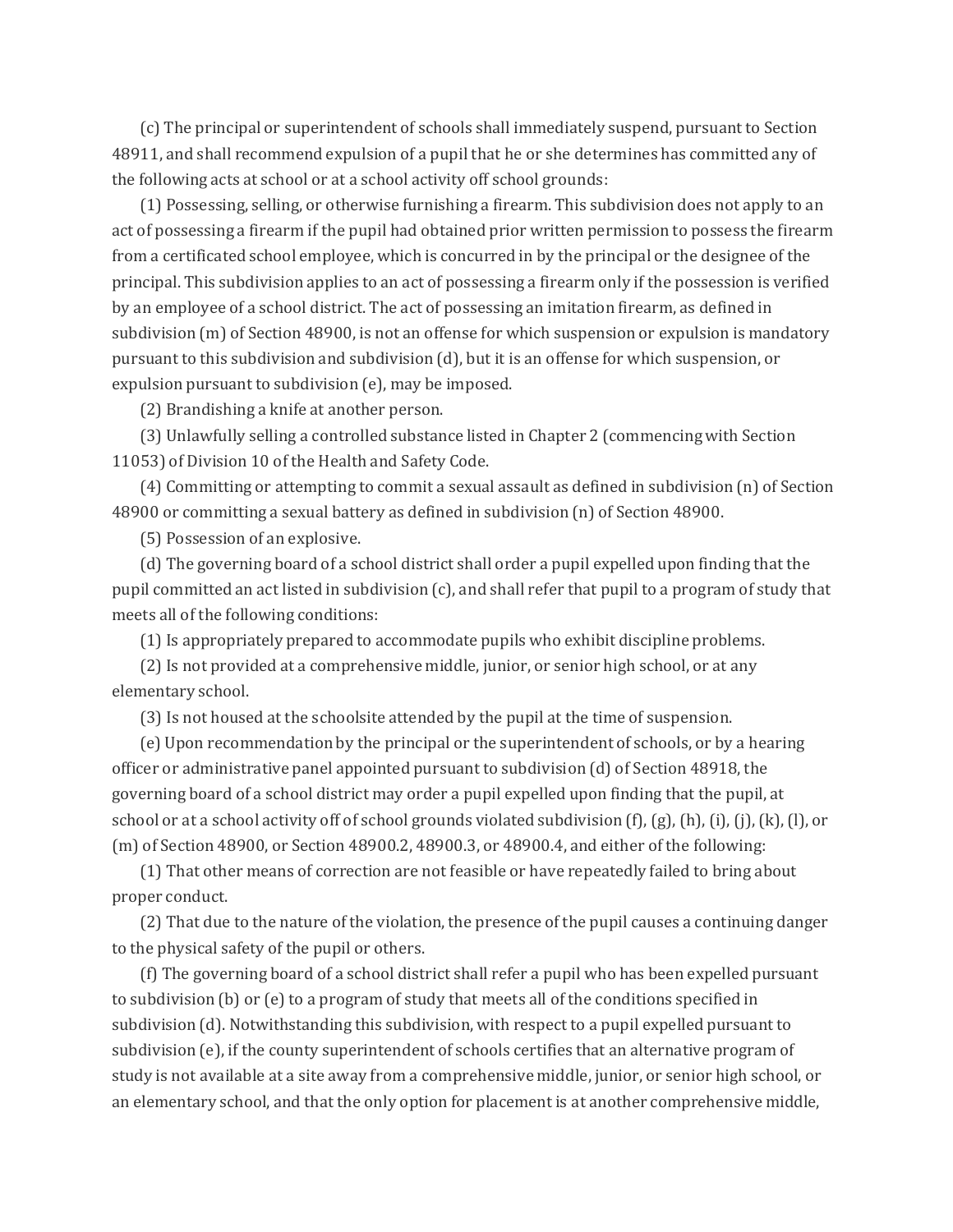(c) The principal or superintendent of schools shall immediately suspend, pursuant to Section 48911, and shall recommend expulsion of a pupil that he or she determines has committed any of the following acts at school or at a school activity off school grounds:

(1) Possessing, selling, or otherwise furnishing a firearm. This subdivision does not apply to an act of possessing a firearm if the pupil had obtained prior written permission to possess the firearm from a certificated school employee, which is concurred in by the principal or the designee of the principal. This subdivision applies to an act of possessing a firearm only if the possession is verified by an employee of a school district. The act of possessing an imitation firearm, as defined in subdivision (m) of Section 48900, is not an offense for which suspension or expulsion is mandatory pursuant to this subdivision and subdivision (d), but it is an offense for which suspension, or expulsion pursuant to subdivision (e), may be imposed.

(2) Brandishing a knife at another person.

(3) Unlawfully selling a controlled substance listed in Chapter 2 (commencing with Section 11053) of Division 10 of the Health and Safety Code.

(4) Committing or attempting to commit a sexual assault as defined in subdivision (n) of Section 48900 or committing a sexual battery as defined in subdivision (n) of Section 48900.

(5) Possession of an explosive.

(d) The governing board of a school district shall order a pupil expelled upon finding that the pupil committed an act listed in subdivision (c), and shall refer that pupil to a program of study that meets all of the following conditions:

(1) Is appropriately prepared to accommodate pupils who exhibit discipline problems.

(2) Is not provided at a comprehensive middle, junior, or senior high school, or at any elementary school.

(3) Is not housed at the schoolsite attended by the pupil at the time of suspension.

(e) Upon recommendation by the principal or the superintendent of schools, or by a hearing officer or administrative panel appointed pursuant to subdivision (d) of Section 48918, the governing board of a school district may order a pupil expelled upon finding that the pupil, at school or at a school activity off of school grounds violated subdivision (f), (g), (h), (i), (j), (k), (l), or (m) of Section 48900, or Section 48900.2, 48900.3, or 48900.4, and either of the following:

(1) That other means of correction are not feasible or have repeatedly failed to bring about proper conduct.

(2) That due to the nature of the violation, the presence of the pupil causes a continuing danger to the physical safety of the pupil or others.

(f) The governing board of a school district shall refer a pupil who has been expelled pursuant to subdivision (b) or (e) to a program of study that meets all of the conditions specified in subdivision (d). Notwithstanding this subdivision, with respect to a pupil expelled pursuant to subdivision (e), if the county superintendent of schools certifies that an alternative program of study is not available at a site away from a comprehensive middle, junior, or senior high school, or an elementary school, and that the only option for placement is at another comprehensive middle,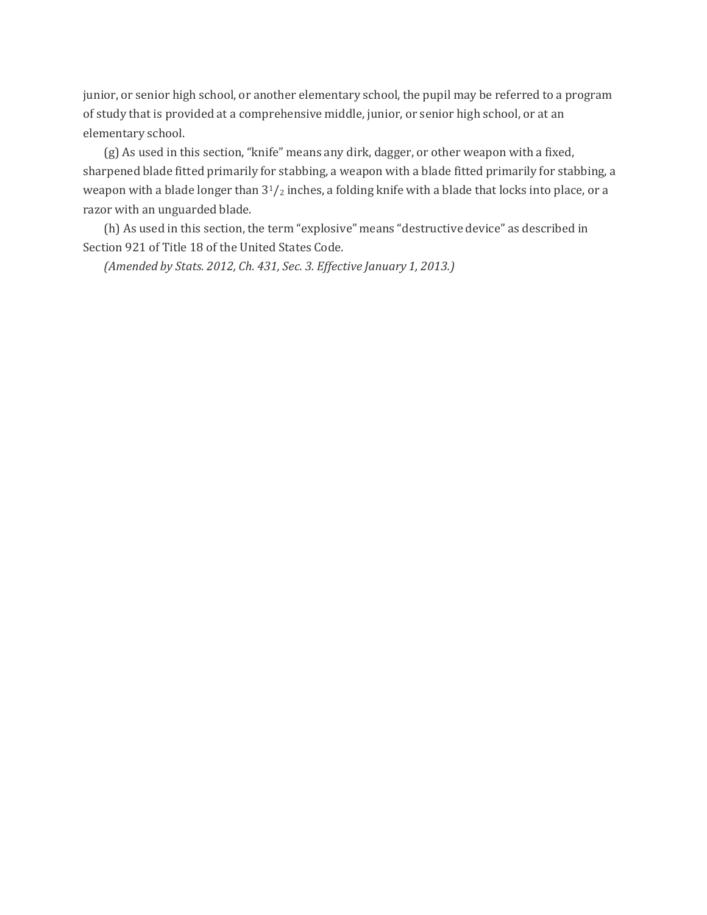junior, or senior high school, or another elementary school, the pupil may be referred to a program of study that is provided at a comprehensive middle, junior, or senior high school, or at an elementary school.

(g) As used in this section, “knife” means any dirk, dagger, or other weapon with a fixed, sharpened blade fitted primarily for stabbing, a weapon with a blade fitted primarily for stabbing, a weapon with a blade longer than $3^1/_2$ inches, a folding knife with a blade that locks into place, or a razor with an unguarded blade.

(h) As used in this section, the term “explosive” means “destructive device” as described in Section 921 of Title 18 of the United States Code.

*(Amended by Stats. 2012, Ch. 431, Sec. 3. Effective January 1, 2013.)*